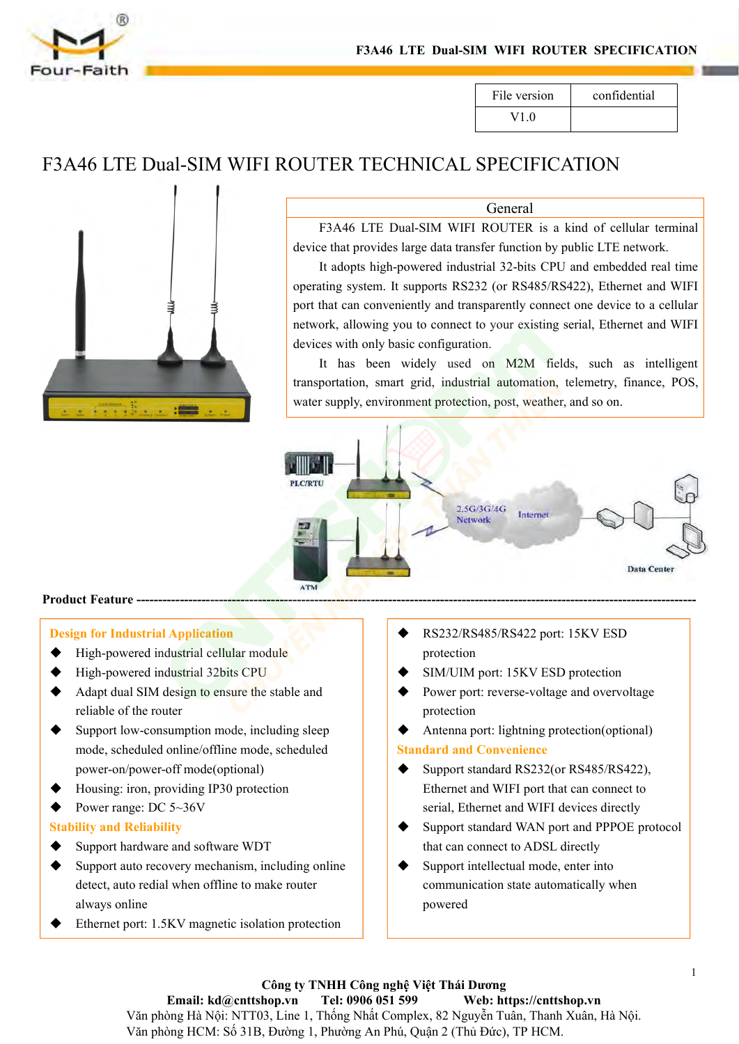| File version | confidential |
|---|---|
| V1.0 | |

# F3A46 LTE Dual-SIM WIFI ROUTER TECHNICAL SPECIFICATION

## General

F3A46 LTE Dual-SIM WIFI ROUTER is a kind of cellular terminal device that provides large data transfer function by public LTE network.

It adopts high-powered industrial 32-bits CPU and embedded real time operating system. It supports RS232 (or RS485/RS422), Ethernet and WIFI port that can conveniently and transparently connect one device to a cellular network, allowing you to connect to your existing serial, Ethernet and WIFI devices with only basic configuration.

It has been widely used on M2M fields, such as intelligent transportation, smart grid, industrial automation, telemetry, finance, POS, water supply, environment protection, post, weather, and so on.

## Product Feature

**Design for Industrial Application**

- High-powered industrial cellular module
- High-powered industrial 32bits CPU
- Adapt dual SIM design to ensure the stable and reliable of the router
- Support low-consumption mode, including sleep mode, scheduled online/offline mode, scheduled power-on/power-off mode(optional)
- Housing: iron, providing IP30 protection
- Power range: DC 5~36V

**Stability and Reliability**

- Support hardware and software WDT
- Support auto recovery mechanism, including online detect, auto redial when offline to make router always online
- Ethernet port: 1.5KV magnetic isolation protection
- RS232/RS485/RS422 port: 15KV ESD protection
- SIM/UIM port: 15KV ESD protection
- Power port: reverse-voltage and overvoltage protection
- Antenna port: lightning protection(optional)

**Standard and Convenience**

- Support standard RS232(or RS485/RS422), Ethernet and WIFI port that can connect to serial, Ethernet and WIFI devices directly
- Support standard WAN port and PPPOE protocol that can connect to ADSL directly
- Support intellectual mode, enter into communication state automatically when powered

**Công ty TNHH Công nghệ Việt Thái Dương**
**Email: kd@cnttshop.vn Tel: 0906 051 599 Web: https://cnttshop.vn**
Văn phòng Hà Nội: NTT03, Line 1, Thống Nhất Complex, 82 Nguyễn Tuân, Thanh Xuân, Hà Nội.
Văn phòng HCM: Số 31B, Đường 1, Phường An Phú, Quận 2 (Thủ Đức), TP HCM.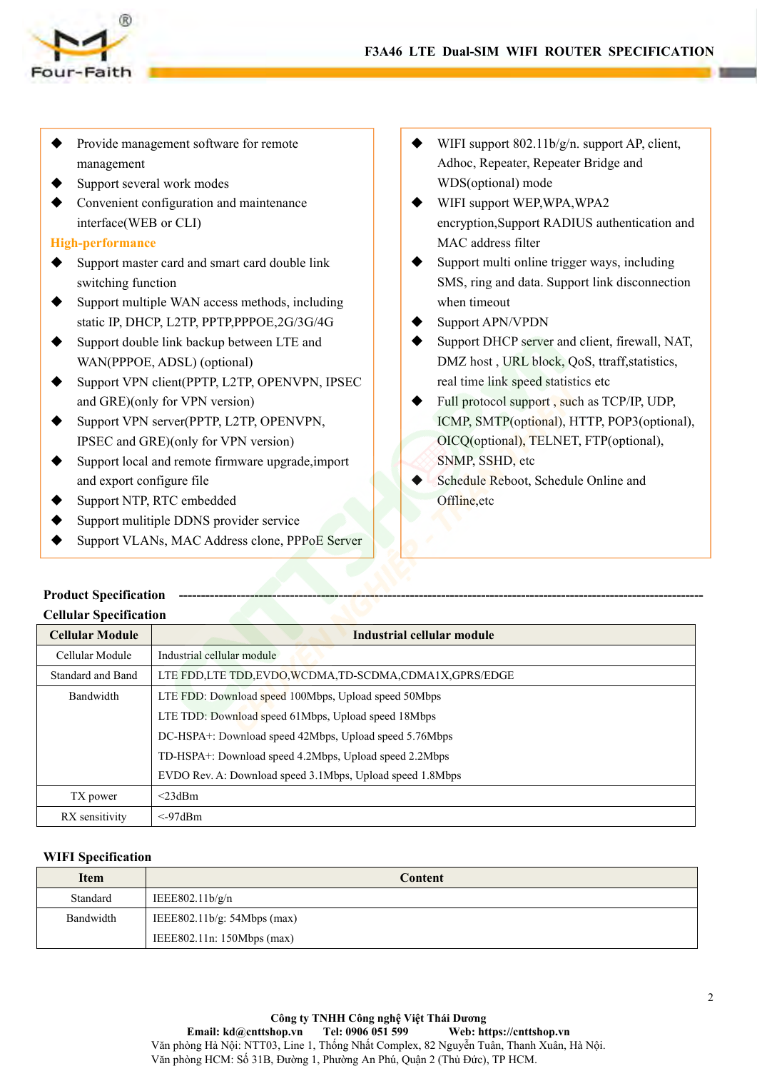- Provide management software for remote management
- Support several work modes
- Convenient configuration and maintenance interface(WEB or CLI)

**High-performance**

- Support master card and smart card double link switching function
- Support multiple WAN access methods, including static IP, DHCP, L2TP, PPTP,PPPOE,2G/3G/4G
- Support double link backup between LTE and WAN(PPPOE, ADSL) (optional)
- Support VPN client(PPTP, L2TP, OPENVPN, IPSEC and GRE)(only for VPN version)
- Support VPN server(PPTP, L2TP, OPENVPN, IPSEC and GRE)(only for VPN version)
- Support local and remote firmware upgrade,import and export configure file
- Support NTP, RTC embedded
- Support mulitiple DDNS provider service
- Support VLANs, MAC Address clone, PPPoE Server
- WIFI support 802.11b/g/n. support AP, client, Adhoc, Repeater, Repeater Bridge and WDS(optional) mode
- WIFI support WEP,WPA,WPA2 encryption,Support RADIUS authentication and MAC address filter
- Support multi online trigger ways, including SMS, ring and data. Support link disconnection when timeout
- Support APN/VPDN
- Support DHCP server and client, firewall, NAT, DMZ host , URL block, QoS, ttraff,statistics, real time link speed statistics etc
- Full protocol support , such as TCP/IP, UDP, ICMP, SMTP(optional), HTTP, POP3(optional), OICQ(optional), TELNET, FTP(optional), SNMP, SSHD, etc
- Schedule Reboot, Schedule Online and Offline,etc

**Product Specification** ----------------------------------------------------------------------------------------------------------------

**Cellular Specification**

| Cellular Module | Industrial cellular module |
|---|---|
| Cellular Module | Industrial cellular module |
| Standard and Band | LTE FDD,LTE TDD,EVDO,WCDMA,TD-SCDMA,CDMA1X,GPRS/EDGE |
| Bandwidth | LTE FDD: Download speed 100Mbps, Upload speed 50Mbps<br>LTE TDD: Download speed 61Mbps, Upload speed 18Mbps<br>DC-HSPA+: Download speed 42Mbps, Upload speed 5.76Mbps<br>TD-HSPA+: Download speed 4.2Mbps, Upload speed 2.2Mbps<br>EVDO Rev. A: Download speed 3.1Mbps, Upload speed 1.8Mbps |
| TX power | <23dBm |
| RX sensitivity | <-97dBm |

**WIFI Specification**

| Item | Content |
|---|---|
| Standard | IEEE802.11b/g/n |
| Bandwidth | IEEE802.11b/g: 54Mbps (max)<br>IEEE802.11n: 150Mbps (max) |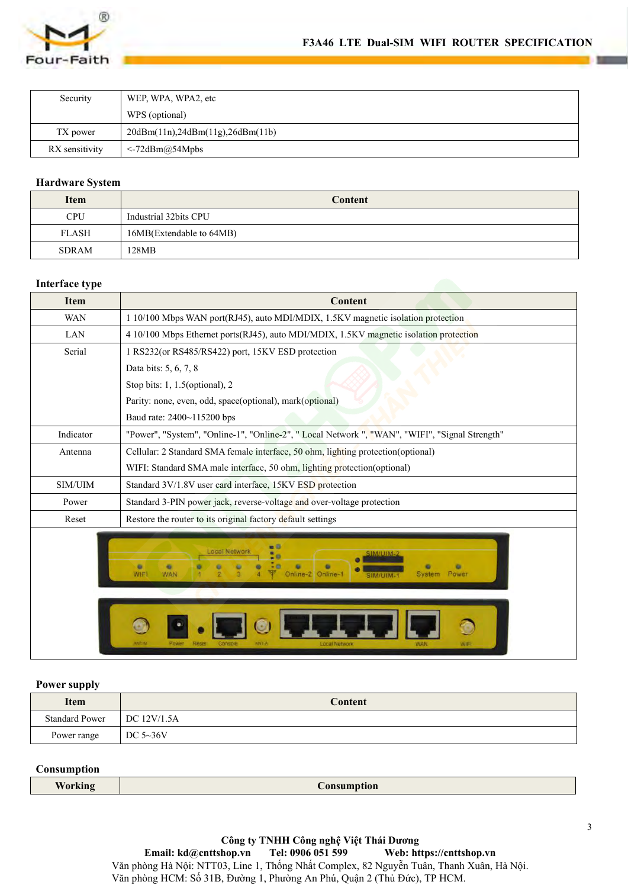| Security | WEP, WPA, WPA2, etc<br>WPS (optional) |
|---|---|
| TX power | 20dBm(11n),24dBm(11g),26dBm(11b) |
| RX sensitivity | <-72dBm@54Mpbs |

**Hardware System**

| Item | Content |
|---|---|
| CPU | Industrial 32bits CPU |
| FLASH | 16MB(Extendable to 64MB) |
| SDRAM | 128MB |

**Interface type**

| Item | Content |
|---|---|
| WAN | 1 10/100 Mbps WAN port(RJ45), auto MDI/MDIX, 1.5KV magnetic isolation protection |
| LAN | 4 10/100 Mbps Ethernet ports(RJ45), auto MDI/MDIX, 1.5KV magnetic isolation protection |
| Serial | 1 RS232(or RS485/RS422) port, 15KV ESD protection<br>Data bits: 5, 6, 7, 8<br>Stop bits: 1, 1.5(optional), 2<br>Parity: none, even, odd, space(optional), mark(optional)<br>Baud rate: 2400~115200 bps |
| Indicator | "Power", "System", "Online-1", "Online-2", " Local Network ", "WAN", "WIFI", "Signal Strength" |
| Antenna | Cellular: 2 Standard SMA female interface, 50 ohm, lighting protection(optional)<br>WIFI: Standard SMA male interface, 50 ohm, lighting protection(optional) |
| SIM/UIM | Standard 3V/1.8V user card interface, 15KV ESD protection |
| Power | Standard 3-PIN power jack, reverse-voltage and over-voltage protection |
| Reset | Restore the router to its original factory default settings |

**Power supply**

| Item | Content |
|---|---|
| Standard Power | DC 12V/1.5A |
| Power range | DC 5~36V |

**Consumption**

| Working | Consumption |
|---|---|

**Công ty TNHH Công nghệ Việt Thái Dương**
**Email: kd@cnttshop.vn Tel: 0906 051 599 Web: https://cnttshop.vn**
Văn phòng Hà Nội: NTT03, Line 1, Thống Nhất Complex, 82 Nguyễn Tuân, Thanh Xuân, Hà Nội.
Văn phòng HCM: Số 31B, Đường 1, Phường An Phú, Quận 2 (Thủ Đức), TP HCM.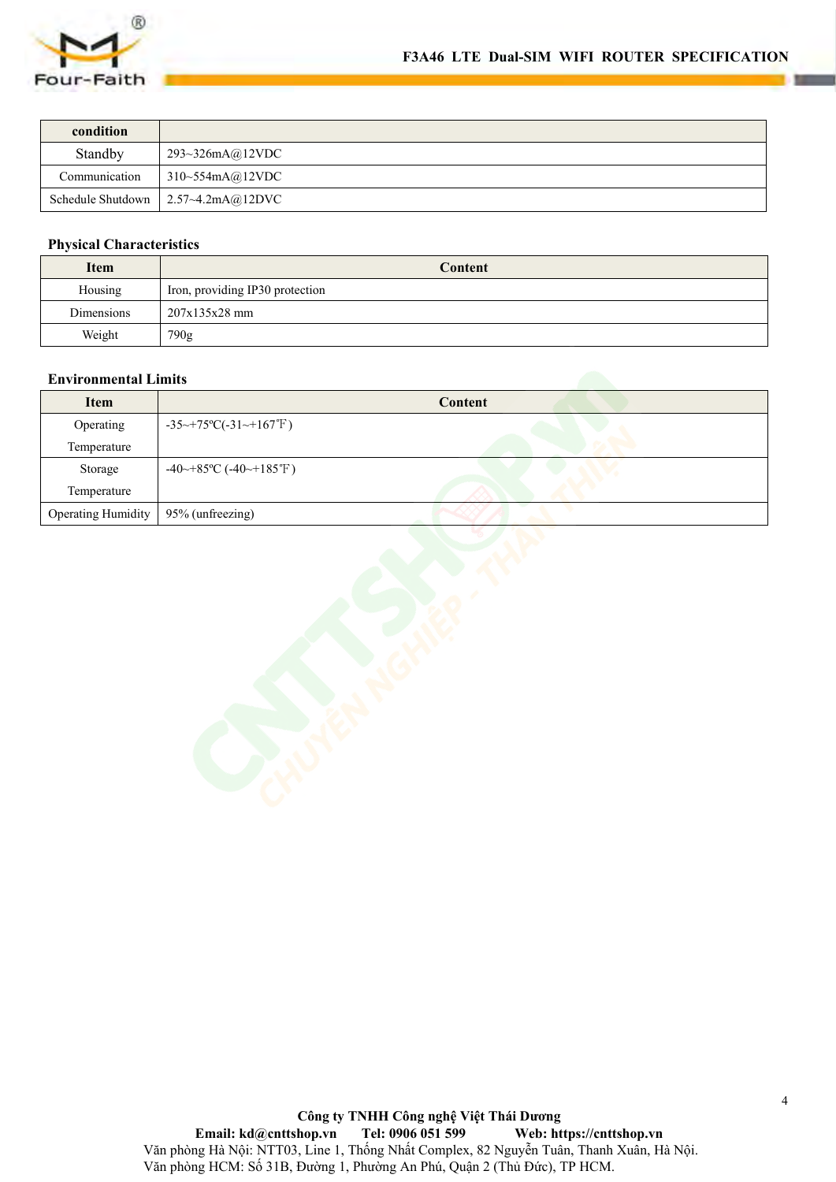| condition | |
|---|---|
| Standby | 293~326mA@12VDC |
| Communication | 310~554mA@12VDC |
| Schedule Shutdown | 2.57~4.2mA@12DVC |

### Physical Characteristics

| Item | Content |
|---|---|
| Housing | Iron, providing IP30 protection |
| Dimensions | 207x135x28 mm |
| Weight | 790g |

### Environmental Limits

| Item | Content |
|---|---|
| Operating Temperature | -35~+75ºC(-31~+167℉) |
| Storage Temperature | -40~+85ºC (-40~+185℉) |
| Operating Humidity | 95% (unfreezing) |

**Công ty TNHH Công nghệ Việt Thái Dương**
**Email: kd@cnttshop.vn Tel: 0906 051 599 Web: https://cnttshop.vn**
Văn phòng Hà Nội: NTT03, Line 1, Thống Nhất Complex, 82 Nguyễn Tuân, Thanh Xuân, Hà Nội.
Văn phòng HCM: Số 31B, Đường 1, Phường An Phú, Quận 2 (Thủ Đức), TP HCM.